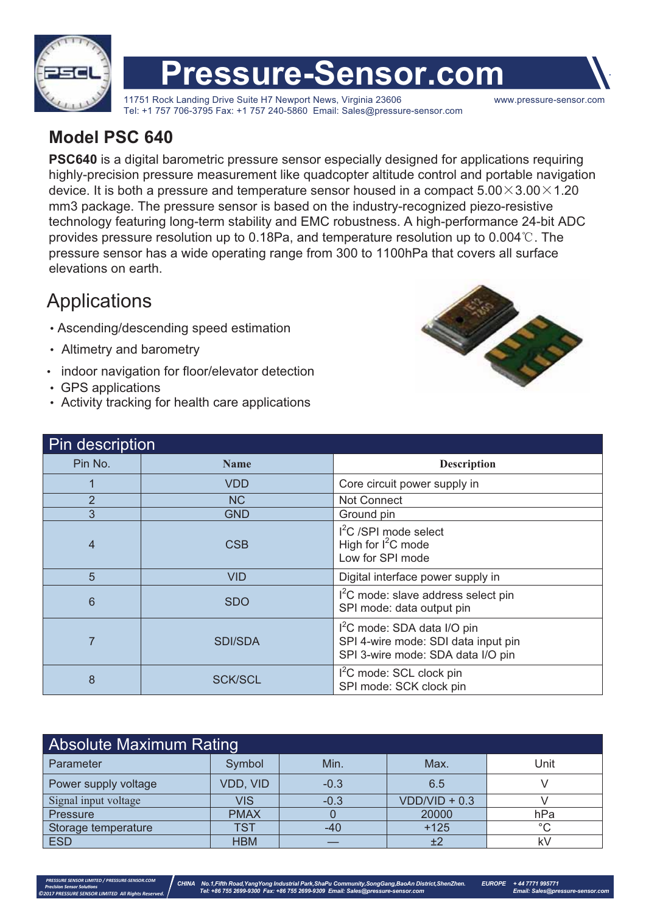# Pressure-Sensor.com

11751 Rock Landing Drive Suite H7 Newport News, Virginia 23606
Tel: +1 757 706-3795 Fax: +1 757 240-5860 Email: Sales@pressure-sensor.com
www.pressure-sensor.com

## Model PSC 640

**PSC640** is a digital barometric pressure sensor especially designed for applications requiring highly-precision pressure measurement like quadcopter altitude control and portable navigation device. It is both a pressure and temperature sensor housed in a compact 5.00×3.00×1.20 mm3 package. The pressure sensor is based on the industry-recognized piezo-resistive technology featuring long-term stability and EMC robustness. A high-performance 24-bit ADC provides pressure resolution up to 0.18Pa, and temperature resolution up to 0.004℃. The pressure sensor has a wide operating range from 300 to 1100hPa that covers all surface elevations on earth.

## Applications

- Ascending/descending speed estimation
- Altimetry and barometry
- indoor navigation for floor/elevator detection
- GPS applications
- Activity tracking for health care applications

## Pin description

| Pin No. | Name | Description |
|---|---|---|
| 1 | VDD | Core circuit power supply in |
| 2 | NC | Not Connect |
| 3 | GND | Ground pin |
| 4 | CSB | $I^2C$ /SPI mode select<br>High for $I^2C$ mode<br>Low for SPI mode |
| 5 | VID | Digital interface power supply in |
| 6 | SDO | $I^2C$ mode: slave address select pin<br>SPI mode: data output pin |
| 7 | SDI/SDA | $I^2C$ mode: SDA data I/O pin<br>SPI 4-wire mode: SDI data input pin<br>SPI 3-wire mode: SDA data I/O pin |
| 8 | SCK/SCL | $I^2C$ mode: SCL clock pin<br>SPI mode: SCK clock pin |

## Absolute Maximum Rating

| Parameter | Symbol | Min. | Max. | Unit |
|---|---|---|---|---|
| Power supply voltage | VDD, VID | -0.3 | 6.5 | V |
| Signal input voltage | VIS | -0.3 | VDD/VID + 0.3 | V |
| Pressure | PMAX | 0 | 20000 | hPa |
| Storage temperature | TST | -40 | +125 | °C |
| ESD | HBM | — | ±2 | kV |

PRESSURE SENSOR LIMITED / PRESSURE-SENSOR.COM
Precision Sensor Solutions
©2017 PRESSURE SENSOR LIMITED All Rights Reserved.

CHINA No.1,Fifth Road,YangYong Industrial Park,ShaPu Community,SongGang,BaoAn District,ShenZhen.
Tel: +86 755 2699-9300 Fax: +86 755 2699-9309 Email: Sales@pressure-sensor.com

EUROPE + 44 7771 995771
Email: Sales@pressure-sensor.com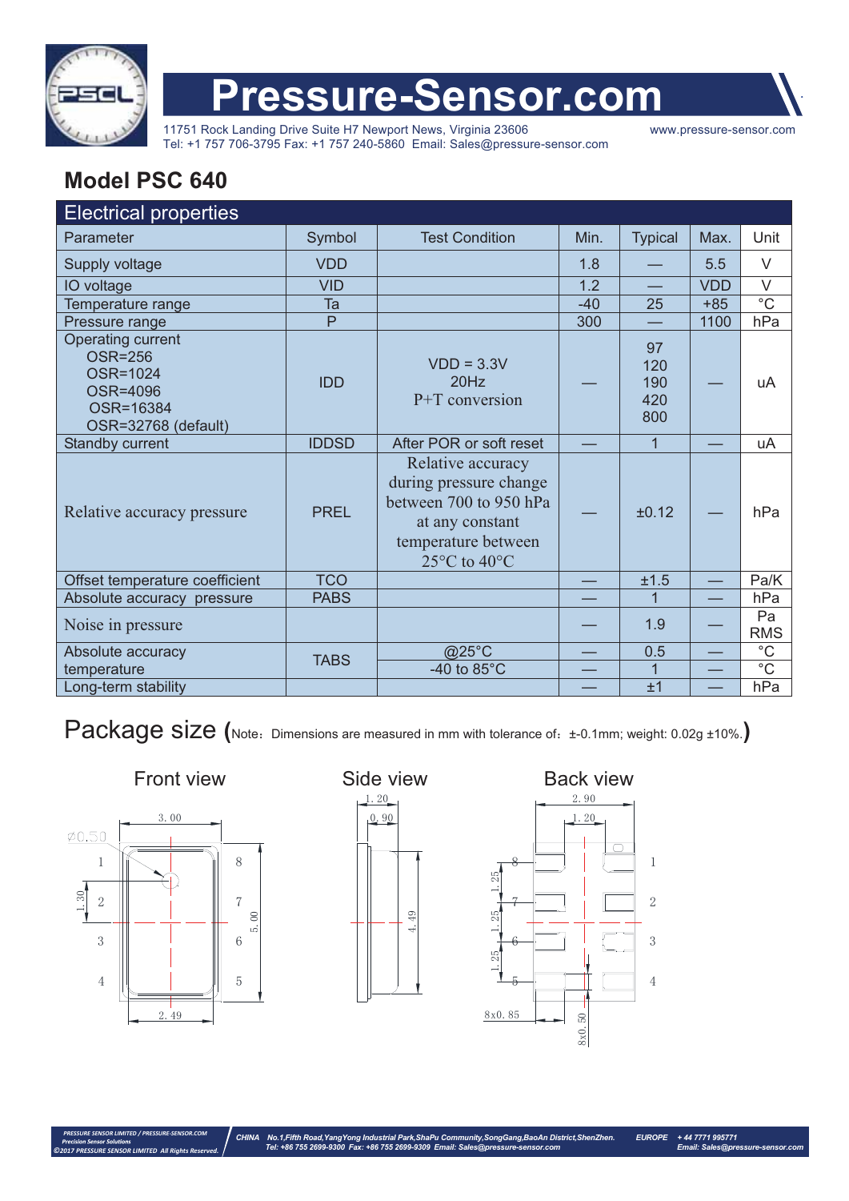# Pressure-Sensor.com

11751 Rock Landing Drive Suite H7 Newport News, Virginia 23606
Tel: +1 757 706-3795 Fax: +1 757 240-5860 Email: Sales@pressure-sensor.com
www.pressure-sensor.com

## Model PSC 640

| Electrical properties | | | | | | |
|---|---|---|---|---|---|---|
| Parameter | Symbol | Test Condition | Min. | Typical | Max. | Unit |
| Supply voltage | VDD | | 1.8 | — | 5.5 | V |
| IO voltage | VID | | 1.2 | — | VDD | V |
| Temperature range | Ta | | -40 | 25 | +85 | °C |
| Pressure range | P | | 300 | — | 1100 | hPa |
| Operating current<br>OSR=256<br>OSR=1024<br>OSR=4096<br>OSR=16384<br>OSR=32768 (default) | IDD | VDD = 3.3V<br>20Hz<br>P+T conversion | — | <br>97<br>120<br>190<br>420<br>800 | — | uA |
| Standby current | IDDSD | After POR or soft reset | — | 1 | — | uA |
| Relative accuracy pressure | PREL | Relative accuracy during pressure change between 700 to 950 hPa at any constant temperature between 25°C to 40°C | — | ±0.12 | — | hPa |
| Offset temperature coefficient | TCO | | — | ±1.5 | — | Pa/K |
| Absolute accuracy pressure | PABS | | — | 1 | — | hPa |
| Noise in pressure | | | — | 1.9 | — | Pa RMS |
| Absolute accuracy temperature | TABS | @25°C | — | 0.5 | — | °C |
| | | -40 to 85°C | — | 1 | — | °C |
| Long-term stability | | | — | ±1 | — | hPa |

## Package size (Note: Dimensions are measured in mm with tolerance of: ±-0.1mm; weight: 0.02g ±10%.)

Front view

3.00
⌀0.50
1.30
5.00
2.49
1 2 3 4 8 7 6 5

Side view

1.20
0.90
4.49

Back view

2.90
1.20
1.25
1.25
1.25
8x0.85
8x0.50
8 7 6 5 1 2 3 4

PRESSURE SENSOR LIMITED / PRESSURE-SENSOR.COM
Precision Sensor Solutions
©2017 PRESSURE SENSOR LIMITED All Rights Reserved.

CHINA No.1,Fifth Road,YangYong Industrial Park,ShaPu Community,SongGang,BaoAn District,ShenZhen.
Tel: +86 755 2699-9300 Fax: +86 755 2699-9309 Email: Sales@pressure-sensor.com

EUROPE + 44 7771 995771
Email: Sales@pressure-sensor.com